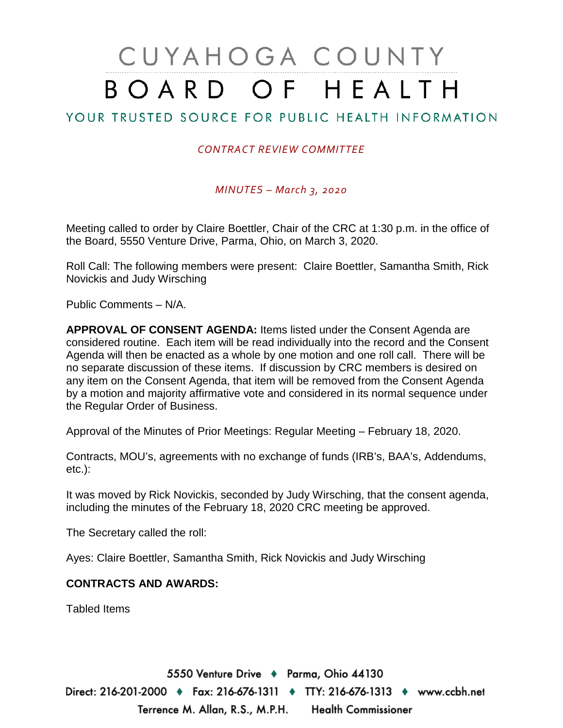# CUYAHOGA COUNTY BOARD OF HEALTH

## YOUR TRUSTED SOURCE FOR PUBLIC HEALTH INFORMATION

*CONTRACT REVIEW COMMITTEE*

*MINUTES – March 3, 2020*

Meeting called to order by Claire Boettler, Chair of the CRC at 1:30 p.m. in the office of the Board, 5550 Venture Drive, Parma, Ohio, on March 3, 2020.

Roll Call: The following members were present: Claire Boettler, Samantha Smith, Rick Novickis and Judy Wirsching

Public Comments – N/A.

**APPROVAL OF CONSENT AGENDA:** Items listed under the Consent Agenda are considered routine. Each item will be read individually into the record and the Consent Agenda will then be enacted as a whole by one motion and one roll call. There will be no separate discussion of these items. If discussion by CRC members is desired on any item on the Consent Agenda, that item will be removed from the Consent Agenda by a motion and majority affirmative vote and considered in its normal sequence under the Regular Order of Business.

Approval of the Minutes of Prior Meetings: Regular Meeting – February 18, 2020.

Contracts, MOU's, agreements with no exchange of funds (IRB's, BAA's, Addendums, etc.):

It was moved by Rick Novickis, seconded by Judy Wirsching, that the consent agenda, including the minutes of the February 18, 2020 CRC meeting be approved.

The Secretary called the roll:

Ayes: Claire Boettler, Samantha Smith, Rick Novickis and Judy Wirsching

**CONTRACTS AND AWARDS:**

Tabled Items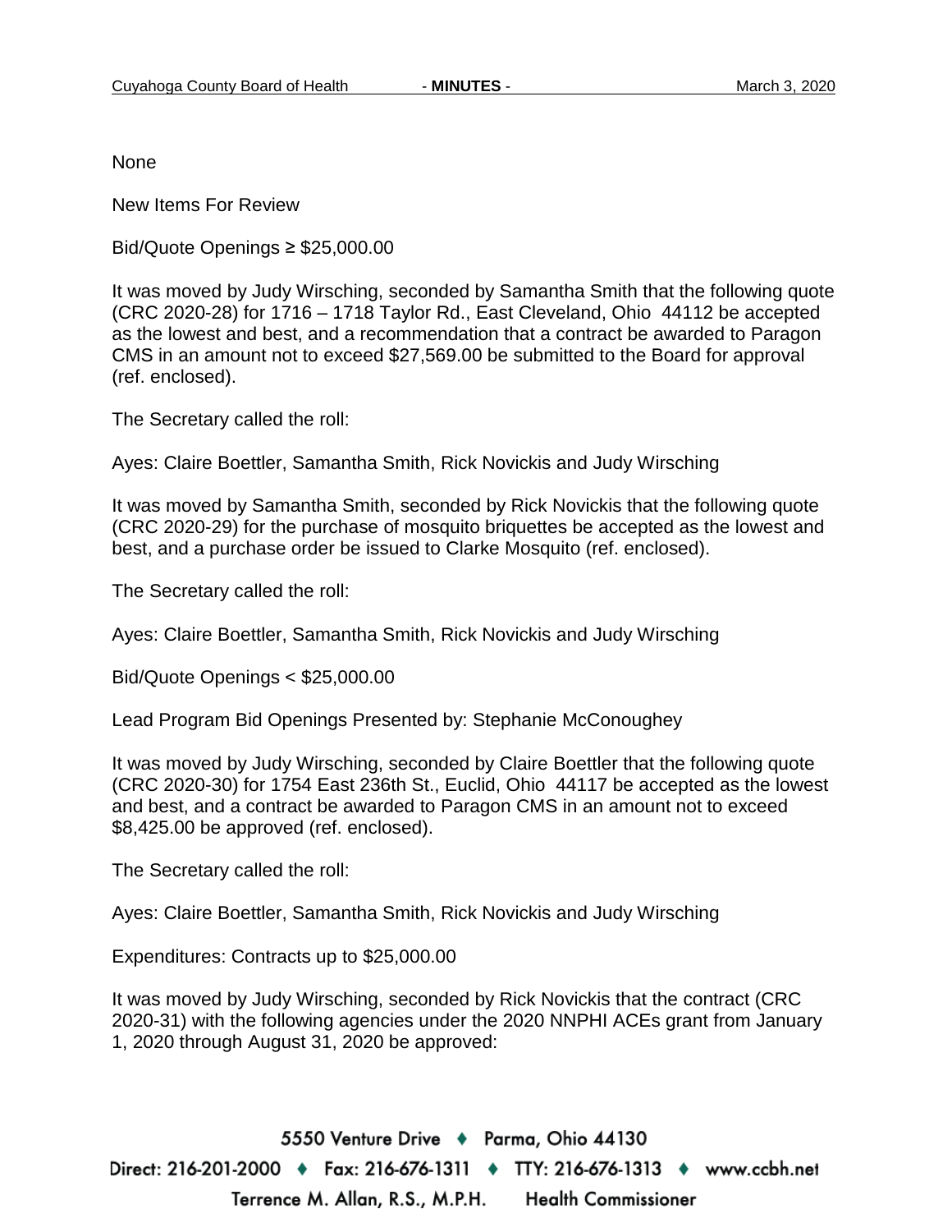None

New Items For Review

Bid/Quote Openings ≥ $25,000.00

It was moved by Judy Wirsching, seconded by Samantha Smith that the following quote (CRC 2020-28) for 1716 – 1718 Taylor Rd., East Cleveland, Ohio 44112 be accepted as the lowest and best, and a recommendation that a contract be awarded to Paragon CMS in an amount not to exceed $27,569.00 be submitted to the Board for approval (ref. enclosed).

The Secretary called the roll:

Ayes: Claire Boettler, Samantha Smith, Rick Novickis and Judy Wirsching

It was moved by Samantha Smith, seconded by Rick Novickis that the following quote (CRC 2020-29) for the purchase of mosquito briquettes be accepted as the lowest and best, and a purchase order be issued to Clarke Mosquito (ref. enclosed).

The Secretary called the roll:

Ayes: Claire Boettler, Samantha Smith, Rick Novickis and Judy Wirsching

Bid/Quote Openings < $25,000.00

Lead Program Bid Openings Presented by: Stephanie McConoughey

It was moved by Judy Wirsching, seconded by Claire Boettler that the following quote (CRC 2020-30) for 1754 East 236th St., Euclid, Ohio 44117 be accepted as the lowest and best, and a contract be awarded to Paragon CMS in an amount not to exceed $8,425.00 be approved (ref. enclosed).

The Secretary called the roll:

Ayes: Claire Boettler, Samantha Smith, Rick Novickis and Judy Wirsching

Expenditures: Contracts up to $25,000.00

It was moved by Judy Wirsching, seconded by Rick Novickis that the contract (CRC 2020-31) with the following agencies under the 2020 NNPHI ACEs grant from January 1, 2020 through August 31, 2020 be approved: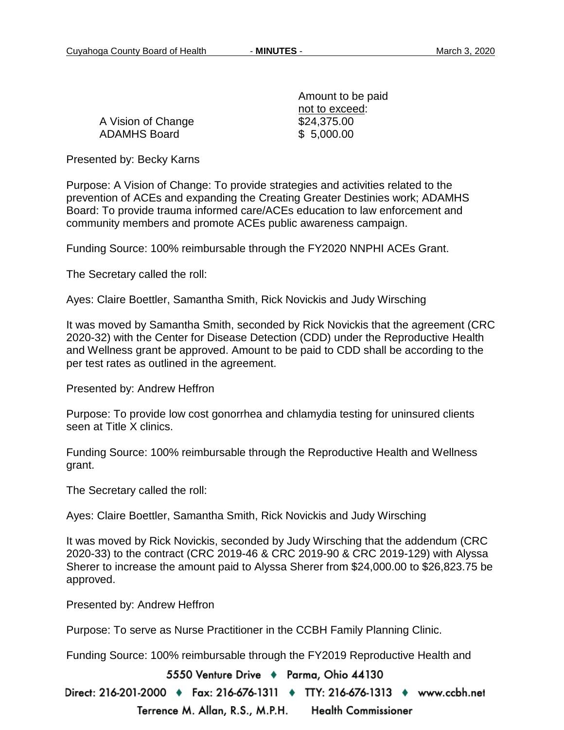| | Amount to be paid <u>not to exceed</u>: |
|---|---|
| A Vision of Change | $24,375.00 |
| ADAMHS Board | $ 5,000.00 |

Presented by: Becky Karns

Purpose: A Vision of Change: To provide strategies and activities related to the prevention of ACEs and expanding the Creating Greater Destinies work; ADAMHS Board: To provide trauma informed care/ACEs education to law enforcement and community members and promote ACEs public awareness campaign.

Funding Source: 100% reimbursable through the FY2020 NNPHI ACEs Grant.

The Secretary called the roll:

Ayes: Claire Boettler, Samantha Smith, Rick Novickis and Judy Wirsching

It was moved by Samantha Smith, seconded by Rick Novickis that the agreement (CRC 2020-32) with the Center for Disease Detection (CDD) under the Reproductive Health and Wellness grant be approved. Amount to be paid to CDD shall be according to the per test rates as outlined in the agreement.

Presented by: Andrew Heffron

Purpose: To provide low cost gonorrhea and chlamydia testing for uninsured clients seen at Title X clinics.

Funding Source: 100% reimbursable through the Reproductive Health and Wellness grant.

The Secretary called the roll:

Ayes: Claire Boettler, Samantha Smith, Rick Novickis and Judy Wirsching

It was moved by Rick Novickis, seconded by Judy Wirsching that the addendum (CRC 2020-33) to the contract (CRC 2019-46 & CRC 2019-90 & CRC 2019-129) with Alyssa Sherer to increase the amount paid to Alyssa Sherer from $24,000.00 to $26,823.75 be approved.

Presented by: Andrew Heffron

Purpose: To serve as Nurse Practitioner in the CCBH Family Planning Clinic.

Funding Source: 100% reimbursable through the FY2019 Reproductive Health and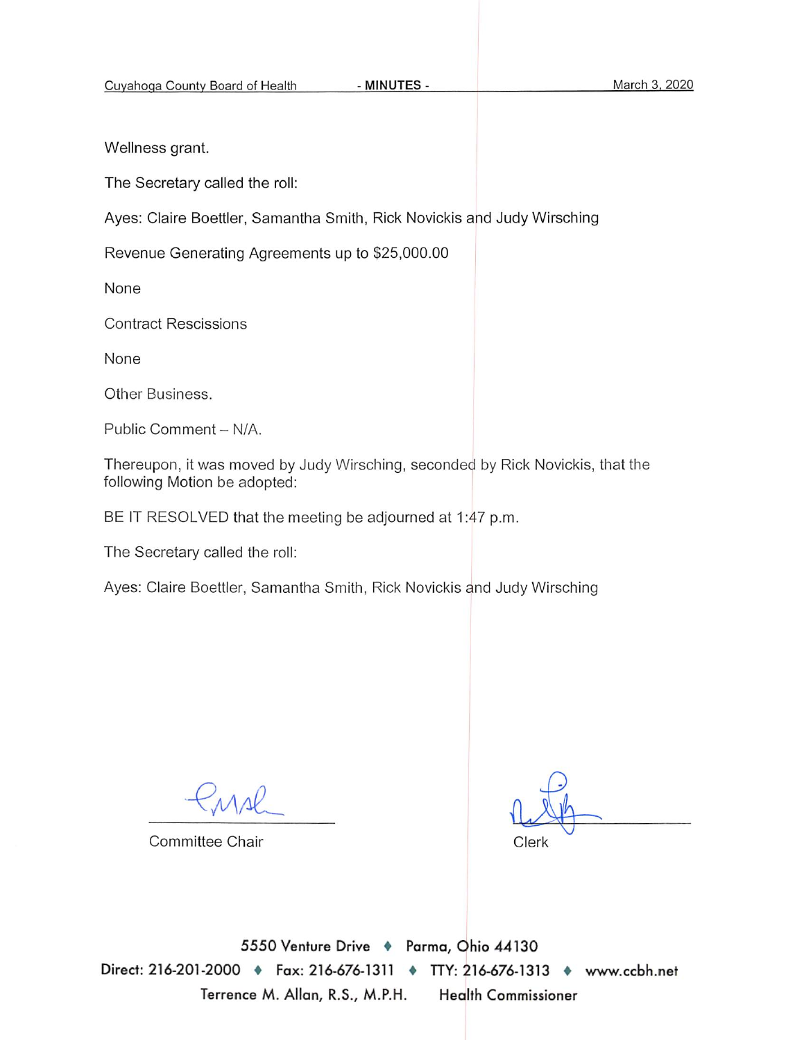Wellness grant.

The Secretary called the roll:

Ayes: Claire Boettler, Samantha Smith, Rick Novickis and Judy Wirsching

Revenue Generating Agreements up to $25,000.00

None

Contract Rescissions

None

Other Business.

Public Comment – N/A.

Thereupon, it was moved by Judy Wirsching, seconded by Rick Novickis, that the following Motion be adopted:

BE IT RESOLVED that the meeting be adjourned at 1:47 p.m.

The Secretary called the roll:

Ayes: Claire Boettler, Samantha Smith, Rick Novickis and Judy Wirsching

Committee Chair

Clerk

5550 Venture Drive ♦ Parma, Ohio 44130

Direct: 216-201-2000 ♦ Fax: 216-676-1311 ♦ TTY: 216-676-1313 ♦ www.ccbh.net

Terrence M. Allan, R.S., M.P.H. Health Commissioner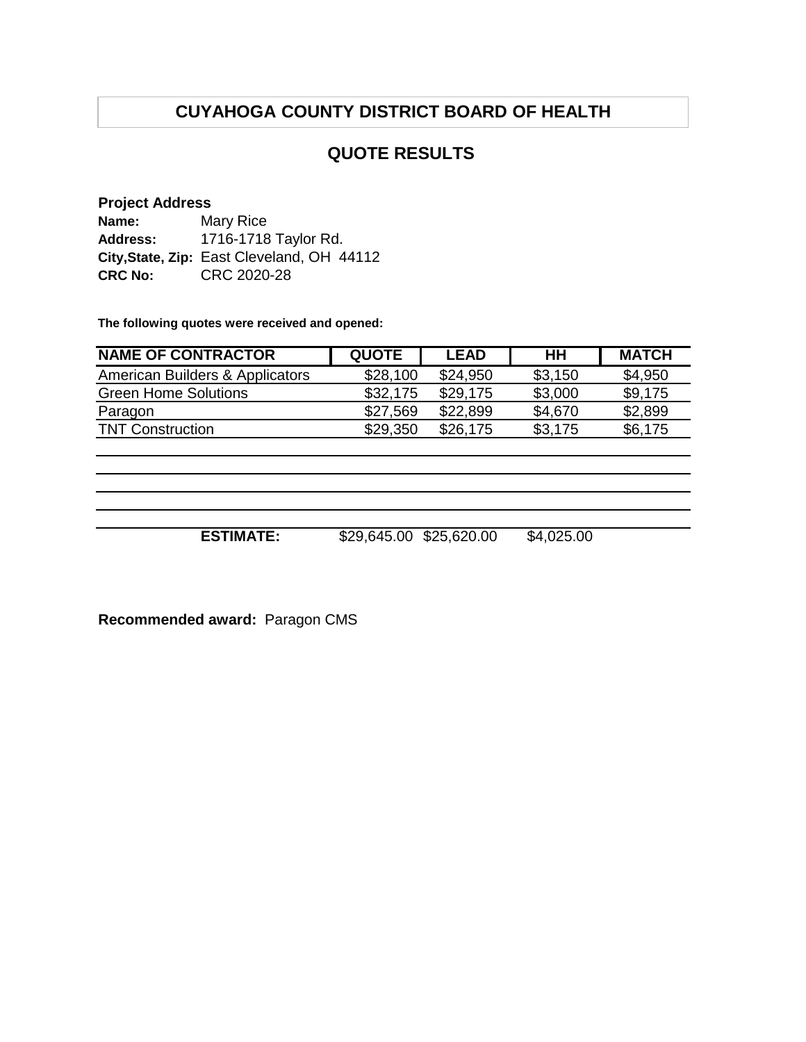# CUYAHOGA COUNTY DISTRICT BOARD OF HEALTH

## QUOTE RESULTS

**Project Address**
**Name:** Mary Rice
**Address:** 1716-1718 Taylor Rd.
**City,State, Zip:** East Cleveland, OH 44112
**CRC No:** CRC 2020-28

**The following quotes were received and opened:**

| NAME OF CONTRACTOR | QUOTE | LEAD | HH | MATCH |
|---|---|---|---|---|
| American Builders & Applicators | $28,100 | $24,950 | $3,150 | $4,950 |
| Green Home Solutions | $32,175 | $29,175 | $3,000 | $9,175 |
| Paragon | $27,569 | $22,899 | $4,670 | $2,899 |
| TNT Construction | $29,350 | $26,175 | $3,175 | $6,175 |
| | | | | |
| | | | | |
| | | | | |
| | | | | |
| **ESTIMATE:** | $29,645.00 | $25,620.00 | $4,025.00 | |

**Recommended award:** Paragon CMS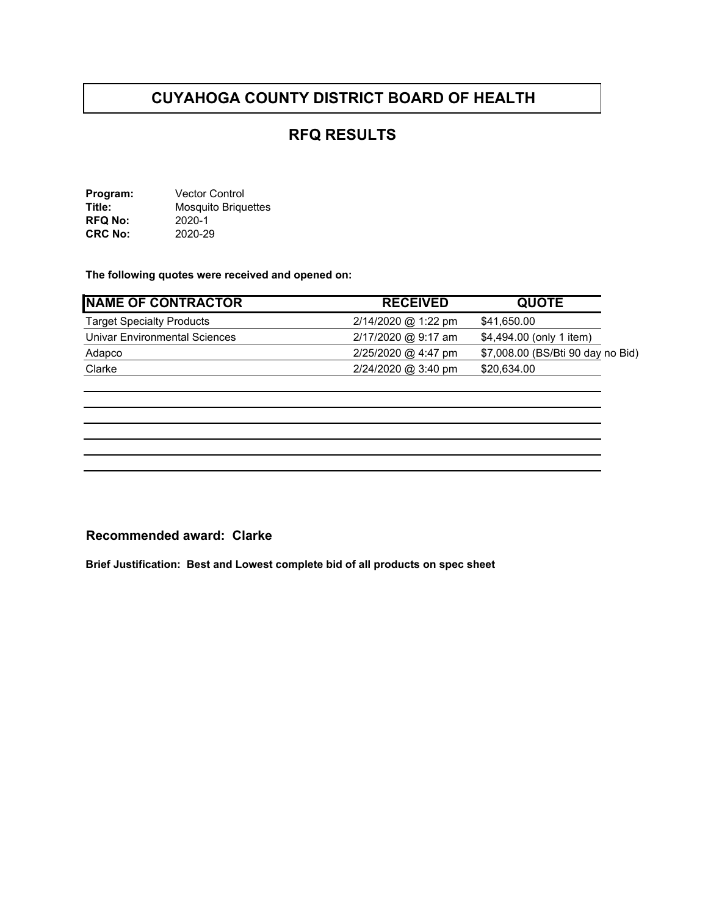# CUYAHOGA COUNTY DISTRICT BOARD OF HEALTH

## RFQ RESULTS

**Program:** Vector Control
**Title:** Mosquito Briquettes
**RFQ No:** 2020-1
**CRC No:** 2020-29

**The following quotes were received and opened on:**

| NAME OF CONTRACTOR | RECEIVED | QUOTE |
|---|---|---|
| Target Specialty Products | 2/14/2020 @ 1:22 pm | $41,650.00 |
| Univar Environmental Sciences | 2/17/2020 @ 9:17 am | $4,494.00 (only 1 item) |
| Adapco | 2/25/2020 @ 4:47 pm | $7,008.00 (BS/Bti 90 day no Bid) |
| Clarke | 2/24/2020 @ 3:40 pm | $20,634.00 |

**Recommended award: Clarke**

**Brief Justification: Best and Lowest complete bid of all products on spec sheet**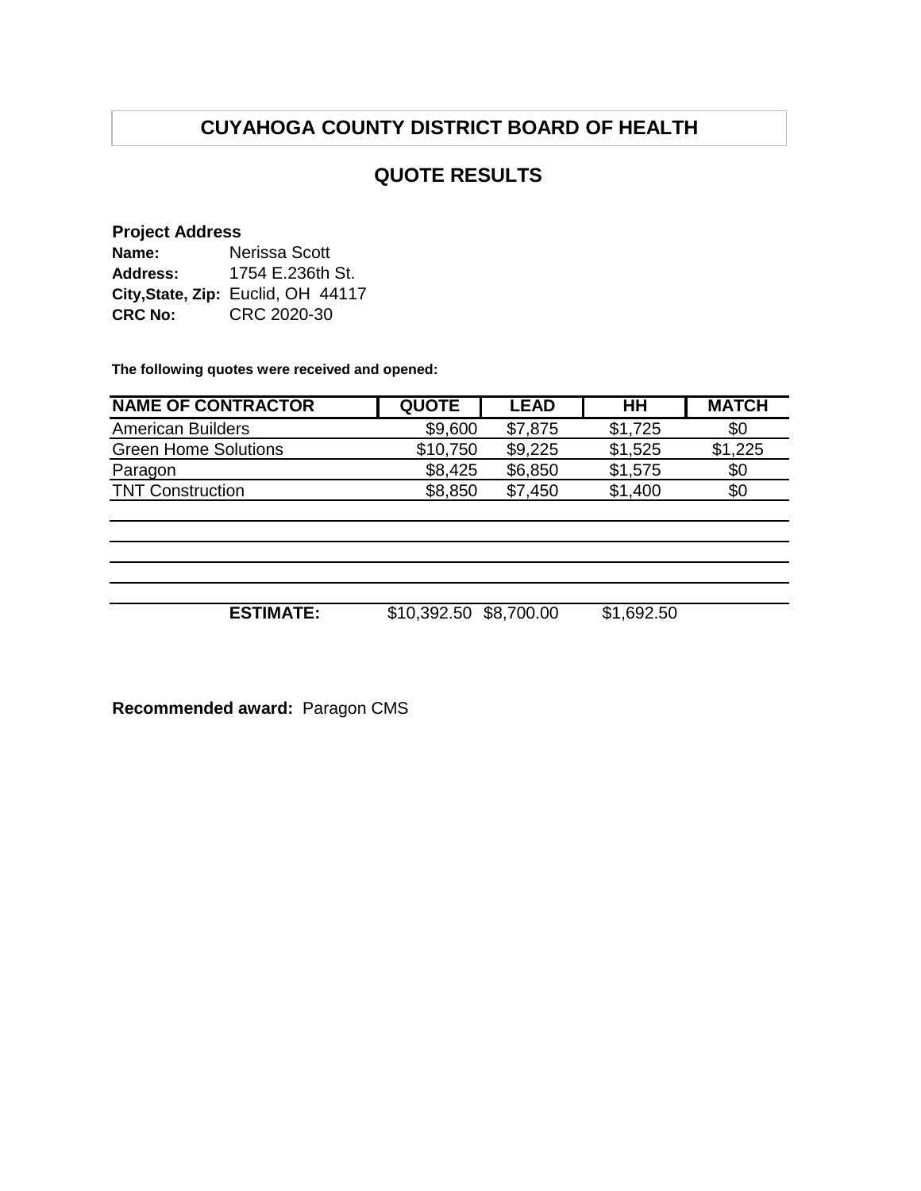# CUYAHOGA COUNTY DISTRICT BOARD OF HEALTH

## QUOTE RESULTS

**Project Address**

**Name:** Nerissa Scott
**Address:** 1754 E.236th St.
**City,State, Zip:** Euclid, OH 44117
**CRC No:** CRC 2020-30

**The following quotes were received and opened:**

| NAME OF CONTRACTOR | QUOTE | LEAD | HH | MATCH |
|---|---|---|---|---|
| American Builders | $9,600 | $7,875 | $1,725 | $0 |
| Green Home Solutions | $10,750 | $9,225 | $1,525 | $1,225 |
| Paragon | $8,425 | $6,850 | $1,575 | $0 |
| TNT Construction | $8,850 | $7,450 | $1,400 | $0 |
| | | | | |
| | | | | |
| | | | | |
| | | | | |
| **ESTIMATE:** | $10,392.50 | $8,700.00 | $1,692.50 | |

**Recommended award:** Paragon CMS